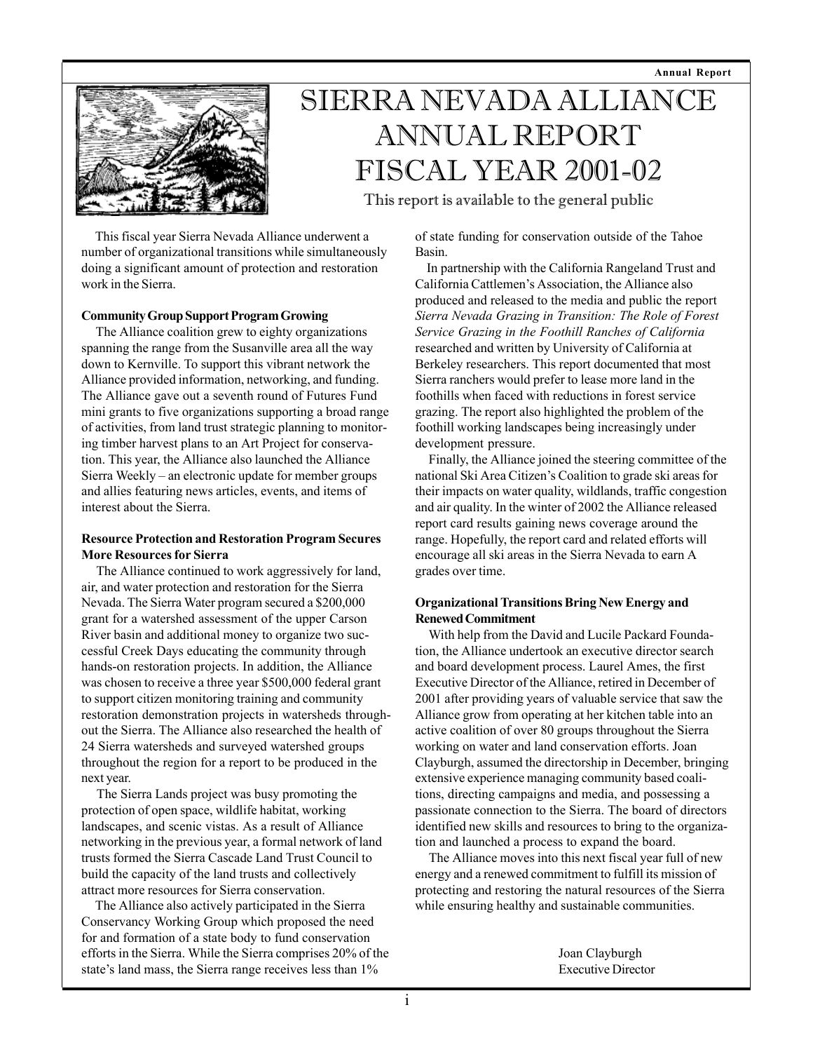# SIERRA NEVADA ALLIANCE ANNUAL REPORT FISCAL YEAR 2001-02

This report is available to the general public

This fiscal year Sierra Nevada Alliance underwent a number of organizational transitions while simultaneously doing a significant amount of protection and restoration work in the Sierra.

**Community Group Support Program Growing**

The Alliance coalition grew to eighty organizations spanning the range from the Susanville area all the way down to Kernville. To support this vibrant network the Alliance provided information, networking, and funding. The Alliance gave out a seventh round of Futures Fund mini grants to five organizations supporting a broad range of activities, from land trust strategic planning to monitoring timber harvest plans to an Art Project for conservation. This year, the Alliance also launched the Alliance Sierra Weekly – an electronic update for member groups and allies featuring news articles, events, and items of interest about the Sierra.

**Resource Protection and Restoration Program Secures More Resources for Sierra**

The Alliance continued to work aggressively for land, air, and water protection and restoration for the Sierra Nevada. The Sierra Water program secured a $200,000 grant for a watershed assessment of the upper Carson River basin and additional money to organize two successful Creek Days educating the community through hands-on restoration projects. In addition, the Alliance was chosen to receive a three year $500,000 federal grant to support citizen monitoring training and community restoration demonstration projects in watersheds throughout the Sierra. The Alliance also researched the health of 24 Sierra watersheds and surveyed watershed groups throughout the region for a report to be produced in the next year.

The Sierra Lands project was busy promoting the protection of open space, wildlife habitat, working landscapes, and scenic vistas. As a result of Alliance networking in the previous year, a formal network of land trusts formed the Sierra Cascade Land Trust Council to build the capacity of the land trusts and collectively attract more resources for Sierra conservation.

The Alliance also actively participated in the Sierra Conservancy Working Group which proposed the need for and formation of a state body to fund conservation efforts in the Sierra. While the Sierra comprises 20% of the state's land mass, the Sierra range receives less than 1% of state funding for conservation outside of the Tahoe Basin.

In partnership with the California Rangeland Trust and California Cattlemen's Association, the Alliance also produced and released to the media and public the report *Sierra Nevada Grazing in Transition: The Role of Forest Service Grazing in the Foothill Ranches of California* researched and written by University of California at Berkeley researchers. This report documented that most Sierra ranchers would prefer to lease more land in the foothills when faced with reductions in forest service grazing. The report also highlighted the problem of the foothill working landscapes being increasingly under development pressure.

Finally, the Alliance joined the steering committee of the national Ski Area Citizen's Coalition to grade ski areas for their impacts on water quality, wildlands, traffic congestion and air quality. In the winter of 2002 the Alliance released report card results gaining news coverage around the range. Hopefully, the report card and related efforts will encourage all ski areas in the Sierra Nevada to earn A grades over time.

**Organizational Transitions Bring New Energy and Renewed Commitment**

With help from the David and Lucile Packard Foundation, the Alliance undertook an executive director search and board development process. Laurel Ames, the first Executive Director of the Alliance, retired in December of 2001 after providing years of valuable service that saw the Alliance grow from operating at her kitchen table into an active coalition of over 80 groups throughout the Sierra working on water and land conservation efforts. Joan Clayburgh, assumed the directorship in December, bringing extensive experience managing community based coalitions, directing campaigns and media, and possessing a passionate connection to the Sierra. The board of directors identified new skills and resources to bring to the organization and launched a process to expand the board.

The Alliance moves into this next fiscal year full of new energy and a renewed commitment to fulfill its mission of protecting and restoring the natural resources of the Sierra while ensuring healthy and sustainable communities.

Joan Clayburgh
Executive Director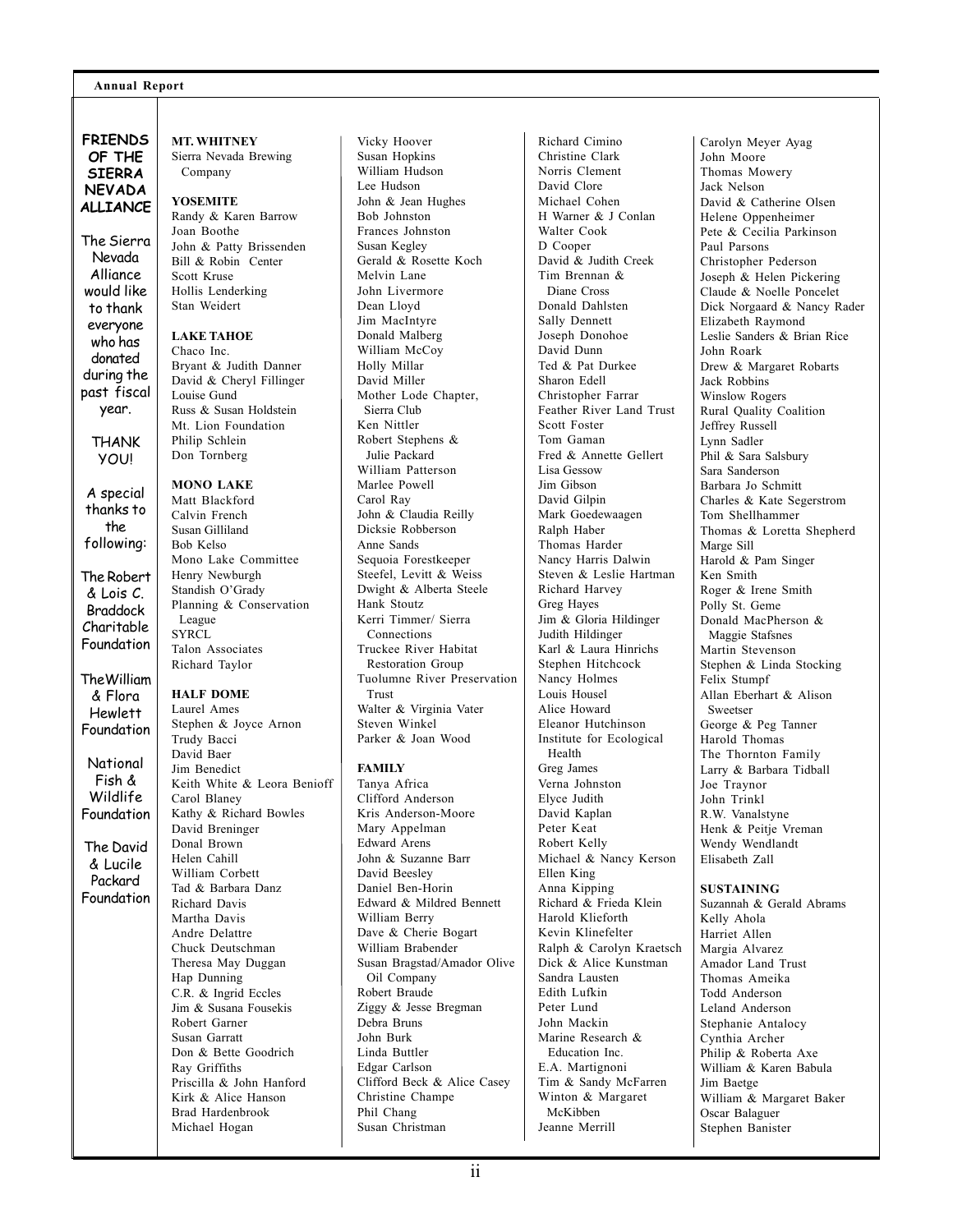## FRIENDS OF THE SIERRA NEVADA ALLIANCE

The Sierra Nevada Alliance would like to thank everyone who has donated during the past fiscal year.

THANK YOU!

A special thanks to the following:

The Robert & Lois C. Braddock Charitable Foundation

The William & Flora Hewlett Foundation

National Fish & Wildlife Foundation

The David & Lucile Packard Foundation

**MT. WHITNEY**

Sierra Nevada Brewing Company

**YOSEMITE**

Randy & Karen Barrow
Joan Boothe
John & Patty Brissenden
Bill & Robin Center
Scott Kruse
Hollis Lenderking
Stan Weidert

**LAKE TAHOE**

Chaco Inc.
Bryant & Judith Danner
David & Cheryl Fillinger
Louise Gund
Russ & Susan Holdstein
Mt. Lion Foundation
Philip Schlein
Don Tornberg

**MONO LAKE**

Matt Blackford
Calvin French
Susan Gilliland
Bob Kelso
Mono Lake Committee
Henry Newburgh
Standish O'Grady
Planning & Conservation League
SYRCL
Talon Associates
Richard Taylor

**HALF DOME**

Laurel Ames
Stephen & Joyce Arnon
Trudy Bacci
David Baer
Jim Benedict
Keith White & Leora Benioff
Carol Blaney
Kathy & Richard Bowles
David Breninger
Donal Brown
Helen Cahill
William Corbett
Tad & Barbara Danz
Richard Davis
Martha Davis
Andre Delattre
Chuck Deutschman
Theresa May Duggan
Hap Dunning
C.R. & Ingrid Eccles
Jim & Susana Fousekis
Robert Garner
Susan Garratt
Don & Bette Goodrich
Ray Griffiths
Priscilla & John Hanford
Kirk & Alice Hanson
Brad Hardenbrook
Michael Hogan
Vicky Hoover
Susan Hopkins
William Hudson
Lee Hudson
John & Jean Hughes
Bob Johnston
Frances Johnston
Susan Kegley
Gerald & Rosette Koch
Melvin Lane
John Livermore
Dean Lloyd
Jim MacIntyre
Donald Malberg
William McCoy
Holly Millar
David Miller
Mother Lode Chapter, Sierra Club
Ken Nittler
Robert Stephens & Julie Packard
William Patterson
Marlee Powell
Carol Ray
John & Claudia Reilly
Dicksie Robberson
Anne Sands
Sequoia Forestkeeper
Steefel, Levitt & Weiss
Dwight & Alberta Steele
Hank Stoutz
Kerri Timmer/ Sierra Connections
Truckee River Habitat Restoration Group
Tuolumne River Preservation Trust
Walter & Virginia Vater
Steven Winkel
Parker & Joan Wood

**FAMILY**

Tanya Africa
Clifford Anderson
Kris Anderson-Moore
Mary Appelman
Edward Arens
John & Suzanne Barr
David Beesley
Daniel Ben-Horin
Edward & Mildred Bennett
William Berry
Dave & Cherie Bogart
William Brabender
Susan Bragstad/Amador Olive Oil Company
Robert Braude
Ziggy & Jesse Bregman
Debra Bruns
John Burk
Linda Buttler
Edgar Carlson
Clifford Beck & Alice Casey
Christine Champe
Phil Chang
Susan Christman
Richard Cimino
Christine Clark
Norris Clement
David Clore
Michael Cohen
H Warner & J Conlan
Walter Cook
D Cooper
David & Judith Creek
Tim Brennan & Diane Cross
Donald Dahlsten
Sally Dennett
Joseph Donohoe
David Dunn
Ted & Pat Durkee
Sharon Edell
Christopher Farrar
Feather River Land Trust
Scott Foster
Tom Gaman
Fred & Annette Gellert
Lisa Gessow
Jim Gibson
David Gilpin
Mark Goedewaagen
Ralph Haber
Thomas Harder
Nancy Harris Dalwin
Steven & Leslie Hartman
Richard Harvey
Greg Hayes
Jim & Gloria Hildinger
Judith Hildinger
Karl & Laura Hinrichs
Stephen Hitchcock
Nancy Holmes
Louis Housel
Alice Howard
Eleanor Hutchinson
Institute for Ecological Health
Greg James
Verna Johnston
Elyce Judith
David Kaplan
Peter Keat
Robert Kelly
Michael & Nancy Kerson
Ellen King
Anna Kipping
Richard & Frieda Klein
Harold Klieforth
Kevin Klinefelter
Ralph & Carolyn Kraetsch
Dick & Alice Kunstman
Sandra Lausten
Edith Lufkin
Peter Lund
John Mackin
Marine Research & Education Inc.
E.A. Martignoni
Tim & Sandy McFarren
Winton & Margaret McKibben
Jeanne Merrill
Carolyn Meyer Ayag
John Moore
Thomas Mowery
Jack Nelson
David & Catherine Olsen
Helene Oppenheimer
Pete & Cecilia Parkinson
Paul Parsons
Christopher Pederson
Joseph & Helen Pickering
Claude & Noelle Poncelet
Dick Norgaard & Nancy Rader
Elizabeth Raymond
Leslie Sanders & Brian Rice
John Roark
Drew & Margaret Robarts
Jack Robbins
Winslow Rogers
Rural Quality Coalition
Jeffrey Russell
Lynn Sadler
Phil & Sara Salsbury
Sara Sanderson
Barbara Jo Schmitt
Charles & Kate Segerstrom
Tom Shellhammer
Thomas & Loretta Shepherd
Marge Sill
Harold & Pam Singer
Ken Smith
Roger & Irene Smith
Polly St. Geme
Donald MacPherson & Maggie Stafsnes
Martin Stevenson
Stephen & Linda Stocking
Felix Stumpf
Allan Eberhart & Alison Sweetser
George & Peg Tanner
Harold Thomas
The Thornton Family
Larry & Barbara Tidball
Joe Traynor
John Trinkl
R.W. Vanalstyne
Henk & Peitje Vreman
Wendy Wendlandt
Elisabeth Zall

**SUSTAINING**

Suzannah & Gerald Abrams
Kelly Ahola
Harriet Allen
Margia Alvarez
Amador Land Trust
Thomas Ameika
Todd Anderson
Leland Anderson
Stephanie Antalocy
Cynthia Archer
Philip & Roberta Axe
William & Karen Babula
Jim Baetge
William & Margaret Baker
Oscar Balaguer
Stephen Banister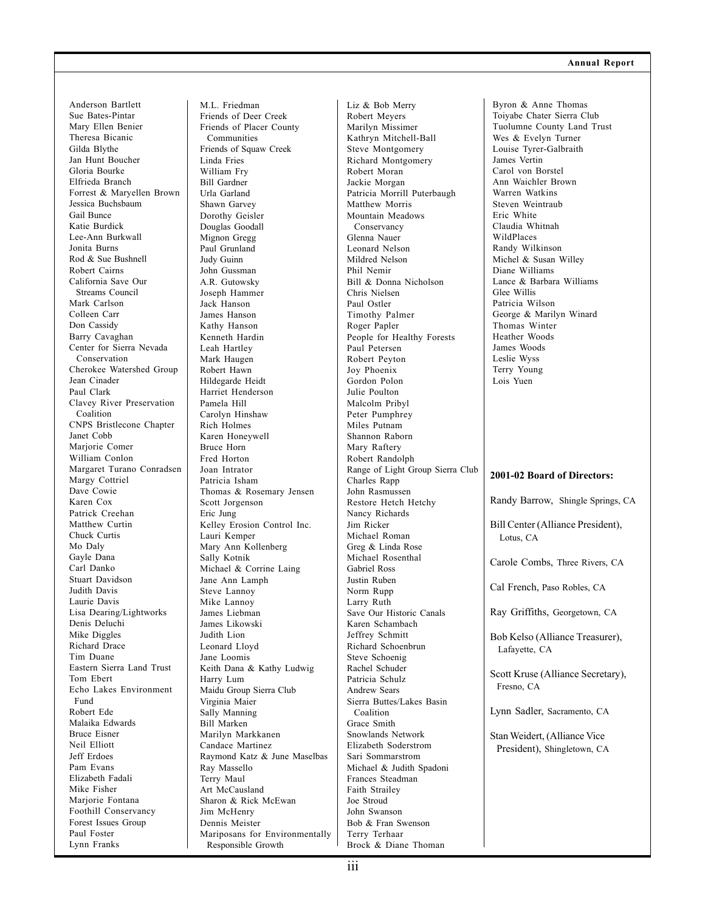Anderson Bartlett
Sue Bates-Pintar
Mary Ellen Benier
Theresa Bicanic
Gilda Blythe
Jan Hunt Boucher
Gloria Bourke
Elfrieda Branch
Forrest & Maryellen Brown
Jessica Buchsbaum
Gail Bunce
Katie Burdick
Lee-Ann Burkwall
Jonita Burns
Rod & Sue Bushnell
Robert Cairns
California Save Our Streams Council
Mark Carlson
Colleen Carr
Don Cassidy
Barry Cavaghan
Center for Sierra Nevada Conservation
Cherokee Watershed Group
Jean Cinader
Paul Clark
Clavey River Preservation Coalition
CNPS Bristlecone Chapter
Janet Cobb
Marjorie Comer
William Conlon
Margaret Turano Conradsen
Margy Cottriel
Dave Cowie
Karen Cox
Patrick Creehan
Matthew Curtin
Chuck Curtis
Mo Daly
Gayle Dana
Carl Danko
Stuart Davidson
Judith Davis
Laurie Davis
Lisa Dearing/Lightworks
Denis Deluchi
Mike Diggles
Richard Drace
Tim Duane
Eastern Sierra Land Trust
Tom Ebert
Echo Lakes Environment Fund
Robert Ede
Malaika Edwards
Bruce Eisner
Neil Elliott
Jeff Erdoes
Pam Evans
Elizabeth Fadali
Mike Fisher
Marjorie Fontana
Foothill Conservancy
Forest Issues Group
Paul Foster
Lynn Franks
M.L. Friedman
Friends of Deer Creek
Friends of Placer County Communities
Friends of Squaw Creek
Linda Fries
William Fry
Bill Gardner
Urla Garland
Shawn Garvey
Dorothy Geisler
Douglas Goodall
Mignon Gregg
Paul Grunland
Judy Guinn
John Gussman
A.R. Gutowsky
Joseph Hammer
Jack Hanson
James Hanson
Kathy Hanson
Kenneth Hardin
Leah Hartley
Mark Haugen
Robert Hawn
Hildegarde Heidt
Harriet Henderson
Pamela Hill
Carolyn Hinshaw
Rich Holmes
Karen Honeywell
Bruce Horn
Fred Horton
Joan Intrator
Patricia Isham
Thomas & Rosemary Jensen
Scott Jorgenson
Eric Jung
Kelley Erosion Control Inc.
Lauri Kemper
Mary Ann Kollenberg
Sally Kotnik
Michael & Corrine Laing
Jane Ann Lamph
Steve Lannoy
Mike Lannoy
James Liebman
James Likowski
Judith Lion
Leonard Lloyd
Jane Loomis
Keith Dana & Kathy Ludwig
Harry Lum
Maidu Group Sierra Club
Virginia Maier
Sally Manning
Bill Marken
Marilyn Markkanen
Candace Martinez
Raymond Katz & June Maselbas
Ray Massello
Terry Maul
Art McCausland
Sharon & Rick McEwan
Jim McHenry
Dennis Meister
Mariposans for Environmentally Responsible Growth
Liz & Bob Merry
Robert Meyers
Marilyn Missimer
Kathryn Mitchell-Ball
Steve Montgomery
Richard Montgomery
Robert Moran
Jackie Morgan
Patricia Morrill Puterbaugh
Matthew Morris
Mountain Meadows Conservancy
Glenna Nauer
Leonard Nelson
Mildred Nelson
Phil Nemir
Bill & Donna Nicholson
Chris Nielsen
Paul Ostler
Timothy Palmer
Roger Papler
People for Healthy Forests
Paul Petersen
Robert Peyton
Joy Phoenix
Gordon Polon
Julie Poulton
Malcolm Pribyl
Peter Pumphrey
Miles Putnam
Shannon Raborn
Mary Raftery
Robert Randolph
Range of Light Group Sierra Club
Charles Rapp
John Rasmussen
Restore Hetch Hetchy
Nancy Richards
Jim Ricker
Michael Roman
Greg & Linda Rose
Michael Rosenthal
Gabriel Ross
Justin Ruben
Norm Rupp
Larry Ruth
Save Our Historic Canals
Karen Schambach
Jeffrey Schmitt
Richard Schoenbrun
Steve Schoenig
Rachel Schuder
Patricia Schulz
Andrew Sears
Sierra Buttes/Lakes Basin Coalition
Grace Smith
Snowlands Network
Elizabeth Soderstrom
Sari Sommarstrom
Michael & Judith Spadoni
Frances Steadman
Faith Strailey
Joe Stroud
John Swanson
Bob & Fran Swenson
Terry Terhaar
Brock & Diane Thoman
Byron & Anne Thomas
Toiyabe Chater Sierra Club
Tuolumne County Land Trust
Wes & Evelyn Turner
Louise Tyrer-Galbraith
James Vertin
Carol von Borstel
Ann Waichler Brown
Warren Watkins
Steven Weintraub
Eric White
Claudia Whitnah
WildPlaces
Randy Wilkinson
Michel & Susan Willey
Diane Williams
Lance & Barbara Williams
Glee Willis
Patricia Wilson
George & Marilyn Winard
Thomas Winter
Heather Woods
James Woods
Leslie Wyss
Terry Young
Lois Yuen

**2001-02 Board of Directors:**

Randy Barrow, Shingle Springs, CA

Bill Center (Alliance President), Lotus, CA

Carole Combs, Three Rivers, CA

Cal French, Paso Robles, CA

Ray Griffiths, Georgetown, CA

Bob Kelso (Alliance Treasurer), Lafayette, CA

Scott Kruse (Alliance Secretary), Fresno, CA

Lynn Sadler, Sacramento, CA

Stan Weidert, (Alliance Vice President), Shingletown, CA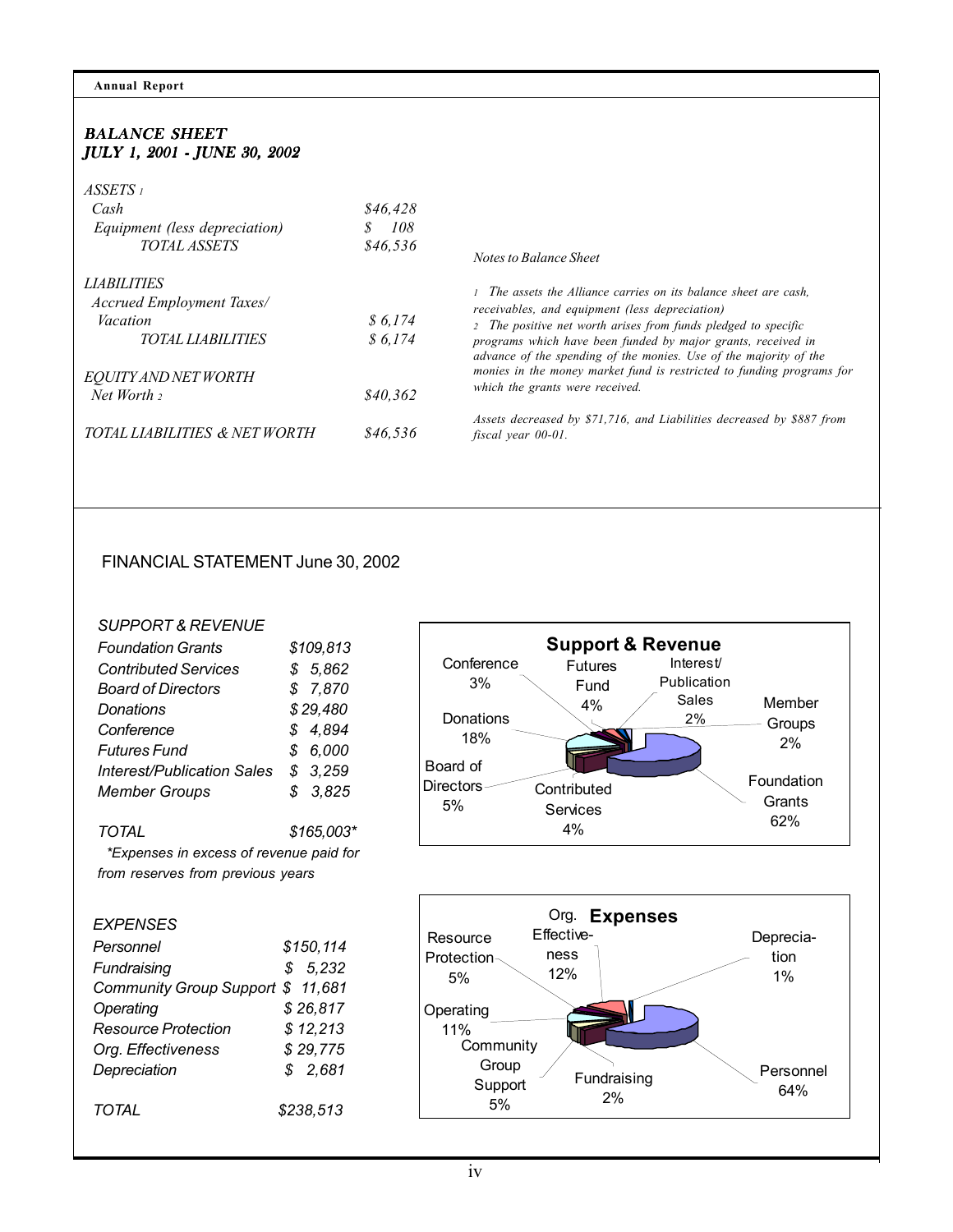## *BALANCE SHEET*
## *JULY 1, 2001 - JUNE 30, 2002*

| | |
|---|---|
| *ASSETS [1]* | |
| *Cash* | *$46,428* |
| *Equipment (less depreciation)* | *$ 108* |
| *TOTAL ASSETS* | *$46,536* |
| *LIABILITIES* | |
| *Accrued Employment Taxes/ Vacation* | *$ 6,174* |
| *TOTAL LIABILITIES* | *$ 6,174* |
| *EQUITY AND NET WORTH* | |
| *Net Worth [2]* | *$40,362* |
| *TOTAL LIABILITIES & NET WORTH* | *$46,536* |

*Notes to Balance Sheet*

*[1] The assets the Alliance carries on its balance sheet are cash, receivables, and equipment (less depreciation)*

*[2] The positive net worth arises from funds pledged to specific programs which have been funded by major grants, received in advance of the spending of the monies. Use of the majority of the monies in the money market fund is restricted to funding programs for which the grants were received.*

*Assets decreased by $71,716, and Liabilities decreased by $887 from fiscal year 00-01.*

## FINANCIAL STATEMENT June 30, 2002

| | |
|---|---|
| *SUPPORT & REVENUE* | |
| *Foundation Grants* | *$109,813* |
| *Contributed Services* | *$ 5,862* |
| *Board of Directors* | *$ 7,870* |
| *Donations* | *$ 29,480* |
| *Conference* | *$ 4,894* |
| *Futures Fund* | *$ 6,000* |
| *Interest/Publication Sales* | *$ 3,259* |
| *Member Groups* | *$ 3,825* |
| *TOTAL* | *$165,003** |

*\*Expenses in excess of revenue paid for from reserves from previous years*

**Support & Revenue**

Conference 3%
Futures Fund 4%
Interest/ Publication Sales 2%
Member Groups 2%
Donations 18%
Board of Directors 5%
Contributed Services 4%
Foundation Grants 62%

| | |
|---|---|
| *EXPENSES* | |
| *Personnel* | *$150,114* |
| *Fundraising* | *$ 5,232* |
| *Community Group Support* | *$ 11,681* |
| *Operating* | *$ 26,817* |
| *Resource Protection* | *$ 12,213* |
| *Org. Effectiveness* | *$ 29,775* |
| *Depreciation* | *$ 2,681* |
| *TOTAL* | *$238,513* |

**Expenses**

Resource Protection 5%
Org. Effectiveness 12%
Depreciation 1%
Operating 11%
Community Group Support 5%
Fundraising 2%
Personnel 64%